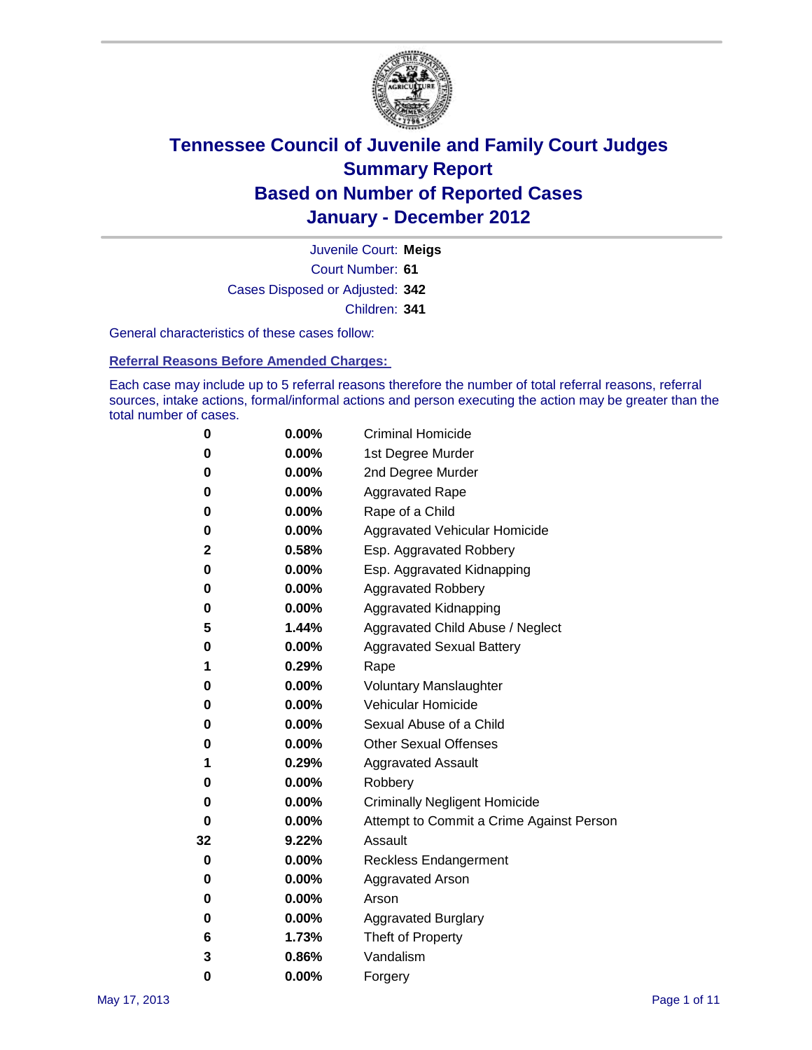# Tennessee Council of Juvenile and Family Court Judges
# Summary Report
# Based on Number of Reported Cases
# January - December 2012

Juvenile Court: **Meigs**
Court Number: **61**
Cases Disposed or Adjusted: **342**
Children: **341**

General characteristics of these cases follow:

**Referral Reasons Before Amended Charges:**

Each case may include up to 5 referral reasons therefore the number of total referral reasons, referral sources, intake actions, formal/informal actions and person executing the action may be greater than the total number of cases.

| Count | Percent | Referral Reason |
|---|---|---|
| 0 | 0.00% | Criminal Homicide |
| 0 | 0.00% | 1st Degree Murder |
| 0 | 0.00% | 2nd Degree Murder |
| 0 | 0.00% | Aggravated Rape |
| 0 | 0.00% | Rape of a Child |
| 0 | 0.00% | Aggravated Vehicular Homicide |
| 2 | 0.58% | Esp. Aggravated Robbery |
| 0 | 0.00% | Esp. Aggravated Kidnapping |
| 0 | 0.00% | Aggravated Robbery |
| 0 | 0.00% | Aggravated Kidnapping |
| 5 | 1.44% | Aggravated Child Abuse / Neglect |
| 0 | 0.00% | Aggravated Sexual Battery |
| 1 | 0.29% | Rape |
| 0 | 0.00% | Voluntary Manslaughter |
| 0 | 0.00% | Vehicular Homicide |
| 0 | 0.00% | Sexual Abuse of a Child |
| 0 | 0.00% | Other Sexual Offenses |
| 1 | 0.29% | Aggravated Assault |
| 0 | 0.00% | Robbery |
| 0 | 0.00% | Criminally Negligent Homicide |
| 0 | 0.00% | Attempt to Commit a Crime Against Person |
| 32 | 9.22% | Assault |
| 0 | 0.00% | Reckless Endangerment |
| 0 | 0.00% | Aggravated Arson |
| 0 | 0.00% | Arson |
| 0 | 0.00% | Aggravated Burglary |
| 6 | 1.73% | Theft of Property |
| 3 | 0.86% | Vandalism |
| 0 | 0.00% | Forgery |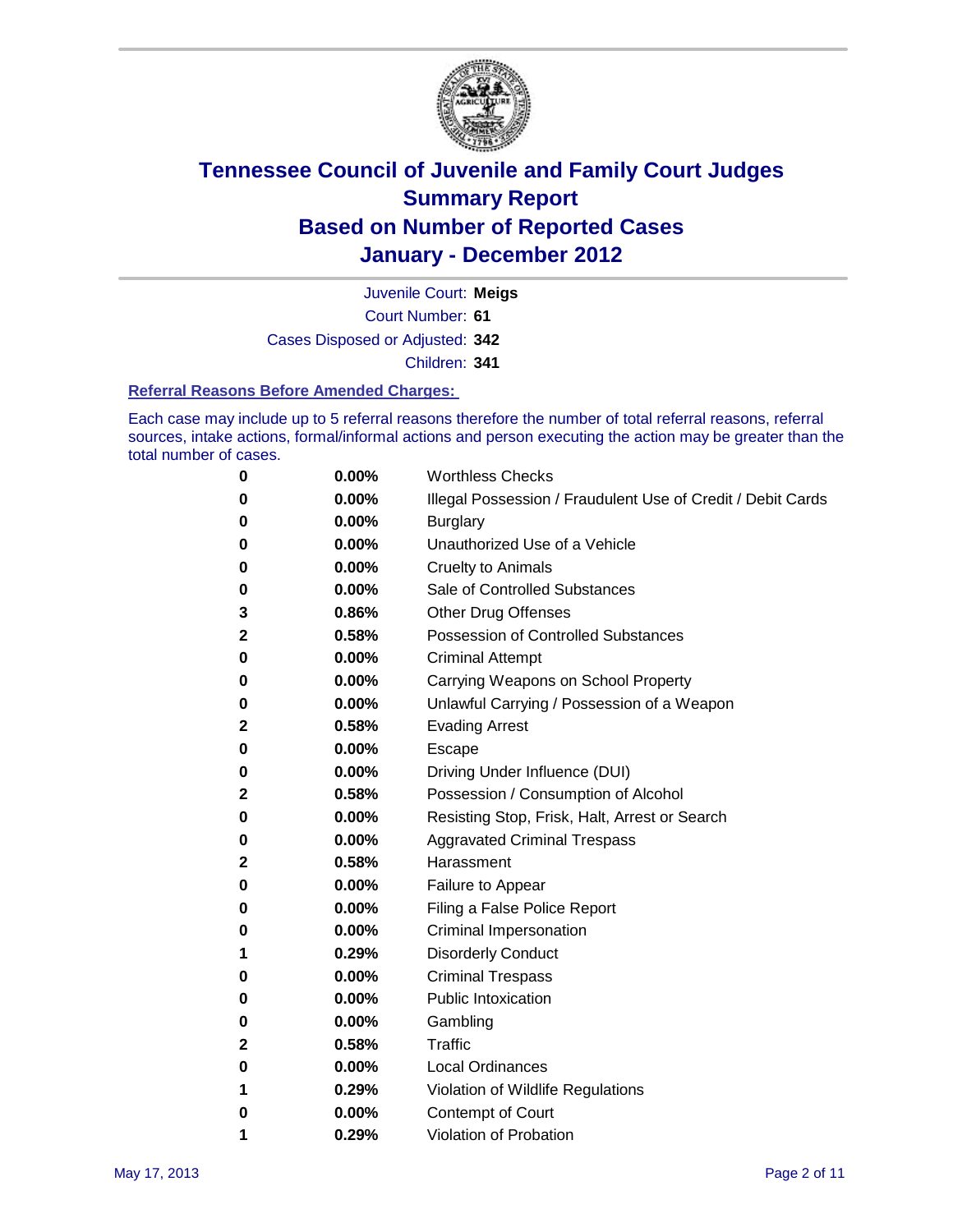# Tennessee Council of Juvenile and Family Court Judges
# Summary Report
# Based on Number of Reported Cases
# January - December 2012

Juvenile Court: **Meigs**
Court Number: **61**
Cases Disposed or Adjusted: **342**
Children: **341**

### Referral Reasons Before Amended Charges:

Each case may include up to 5 referral reasons therefore the number of total referral reasons, referral sources, intake actions, formal/informal actions and person executing the action may be greater than the total number of cases.

| | | |
|---|---|---|
| 0 | 0.00% | Worthless Checks |
| 0 | 0.00% | Illegal Possession / Fraudulent Use of Credit / Debit Cards |
| 0 | 0.00% | Burglary |
| 0 | 0.00% | Unauthorized Use of a Vehicle |
| 0 | 0.00% | Cruelty to Animals |
| 0 | 0.00% | Sale of Controlled Substances |
| 3 | 0.86% | Other Drug Offenses |
| 2 | 0.58% | Possession of Controlled Substances |
| 0 | 0.00% | Criminal Attempt |
| 0 | 0.00% | Carrying Weapons on School Property |
| 0 | 0.00% | Unlawful Carrying / Possession of a Weapon |
| 2 | 0.58% | Evading Arrest |
| 0 | 0.00% | Escape |
| 0 | 0.00% | Driving Under Influence (DUI) |
| 2 | 0.58% | Possession / Consumption of Alcohol |
| 0 | 0.00% | Resisting Stop, Frisk, Halt, Arrest or Search |
| 0 | 0.00% | Aggravated Criminal Trespass |
| 2 | 0.58% | Harassment |
| 0 | 0.00% | Failure to Appear |
| 0 | 0.00% | Filing a False Police Report |
| 0 | 0.00% | Criminal Impersonation |
| 1 | 0.29% | Disorderly Conduct |
| 0 | 0.00% | Criminal Trespass |
| 0 | 0.00% | Public Intoxication |
| 0 | 0.00% | Gambling |
| 2 | 0.58% | Traffic |
| 0 | 0.00% | Local Ordinances |
| 1 | 0.29% | Violation of Wildlife Regulations |
| 0 | 0.00% | Contempt of Court |
| 1 | 0.29% | Violation of Probation |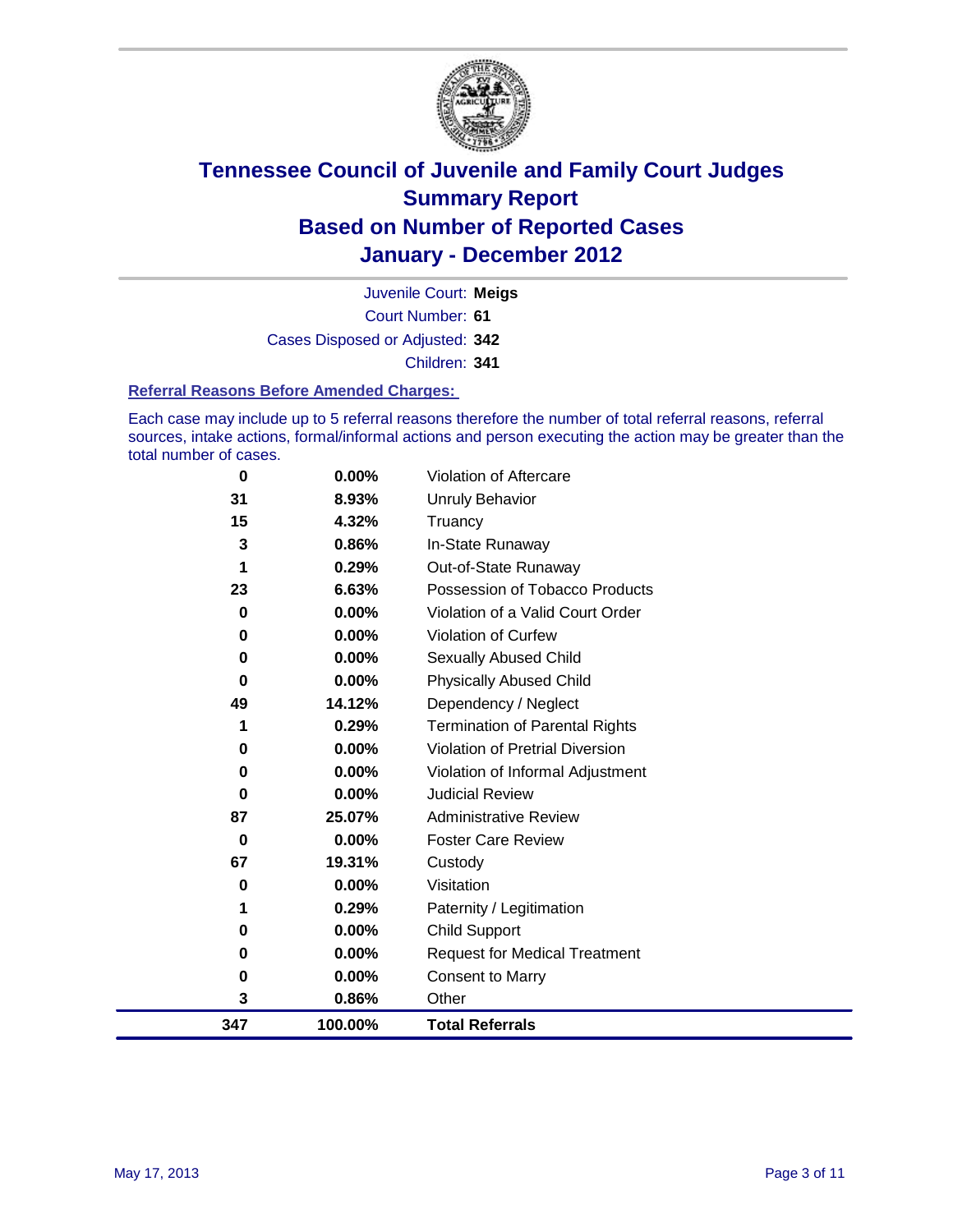# Tennessee Council of Juvenile and Family Court Judges
# Summary Report
# Based on Number of Reported Cases
# January - December 2012

Juvenile Court: **Meigs**

Court Number: **61**

Cases Disposed or Adjusted: **342**

Children: **341**

### Referral Reasons Before Amended Charges:

Each case may include up to 5 referral reasons therefore the number of total referral reasons, referral sources, intake actions, formal/informal actions and person executing the action may be greater than the total number of cases.

| Count | Percent | Referral Reason |
|---|---|---|
| 0 | 0.00% | Violation of Aftercare |
| 31 | 8.93% | Unruly Behavior |
| 15 | 4.32% | Truancy |
| 3 | 0.86% | In-State Runaway |
| 1 | 0.29% | Out-of-State Runaway |
| 23 | 6.63% | Possession of Tobacco Products |
| 0 | 0.00% | Violation of a Valid Court Order |
| 0 | 0.00% | Violation of Curfew |
| 0 | 0.00% | Sexually Abused Child |
| 0 | 0.00% | Physically Abused Child |
| 49 | 14.12% | Dependency / Neglect |
| 1 | 0.29% | Termination of Parental Rights |
| 0 | 0.00% | Violation of Pretrial Diversion |
| 0 | 0.00% | Violation of Informal Adjustment |
| 0 | 0.00% | Judicial Review |
| 87 | 25.07% | Administrative Review |
| 0 | 0.00% | Foster Care Review |
| 67 | 19.31% | Custody |
| 0 | 0.00% | Visitation |
| 1 | 0.29% | Paternity / Legitimation |
| 0 | 0.00% | Child Support |
| 0 | 0.00% | Request for Medical Treatment |
| 0 | 0.00% | Consent to Marry |
| 3 | 0.86% | Other |
| **347** | **100.00%** | **Total Referrals** |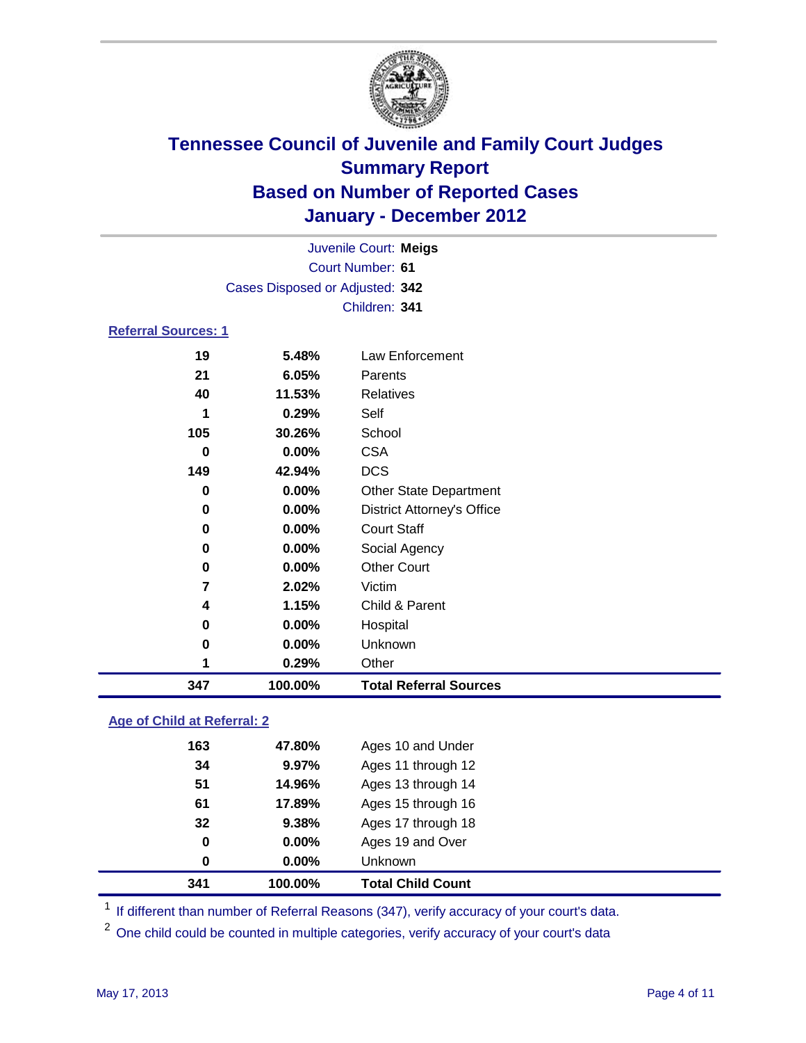# Tennessee Council of Juvenile and Family Court Judges
## Summary Report
## Based on Number of Reported Cases
## January - December 2012

Juvenile Court: **Meigs**
Court Number: **61**
Cases Disposed or Adjusted: **342**
Children: **341**

### Referral Sources: 1

| | | |
|---|---|---|
| 19 | 5.48% | Law Enforcement |
| 21 | 6.05% | Parents |
| 40 | 11.53% | Relatives |
| 1 | 0.29% | Self |
| 105 | 30.26% | School |
| 0 | 0.00% | CSA |
| 149 | 42.94% | DCS |
| 0 | 0.00% | Other State Department |
| 0 | 0.00% | District Attorney's Office |
| 0 | 0.00% | Court Staff |
| 0 | 0.00% | Social Agency |
| 0 | 0.00% | Other Court |
| 7 | 2.02% | Victim |
| 4 | 1.15% | Child & Parent |
| 0 | 0.00% | Hospital |
| 0 | 0.00% | Unknown |
| 1 | 0.29% | Other |
| **347** | **100.00%** | **Total Referral Sources** |

### Age of Child at Referral: 2

| | | |
|---|---|---|
| 163 | 47.80% | Ages 10 and Under |
| 34 | 9.97% | Ages 11 through 12 |
| 51 | 14.96% | Ages 13 through 14 |
| 61 | 17.89% | Ages 15 through 16 |
| 32 | 9.38% | Ages 17 through 18 |
| 0 | 0.00% | Ages 19 and Over |
| 0 | 0.00% | Unknown |
| **341** | **100.00%** | **Total Child Count** |

[1] If different than number of Referral Reasons (347), verify accuracy of your court's data.

[2] One child could be counted in multiple categories, verify accuracy of your court's data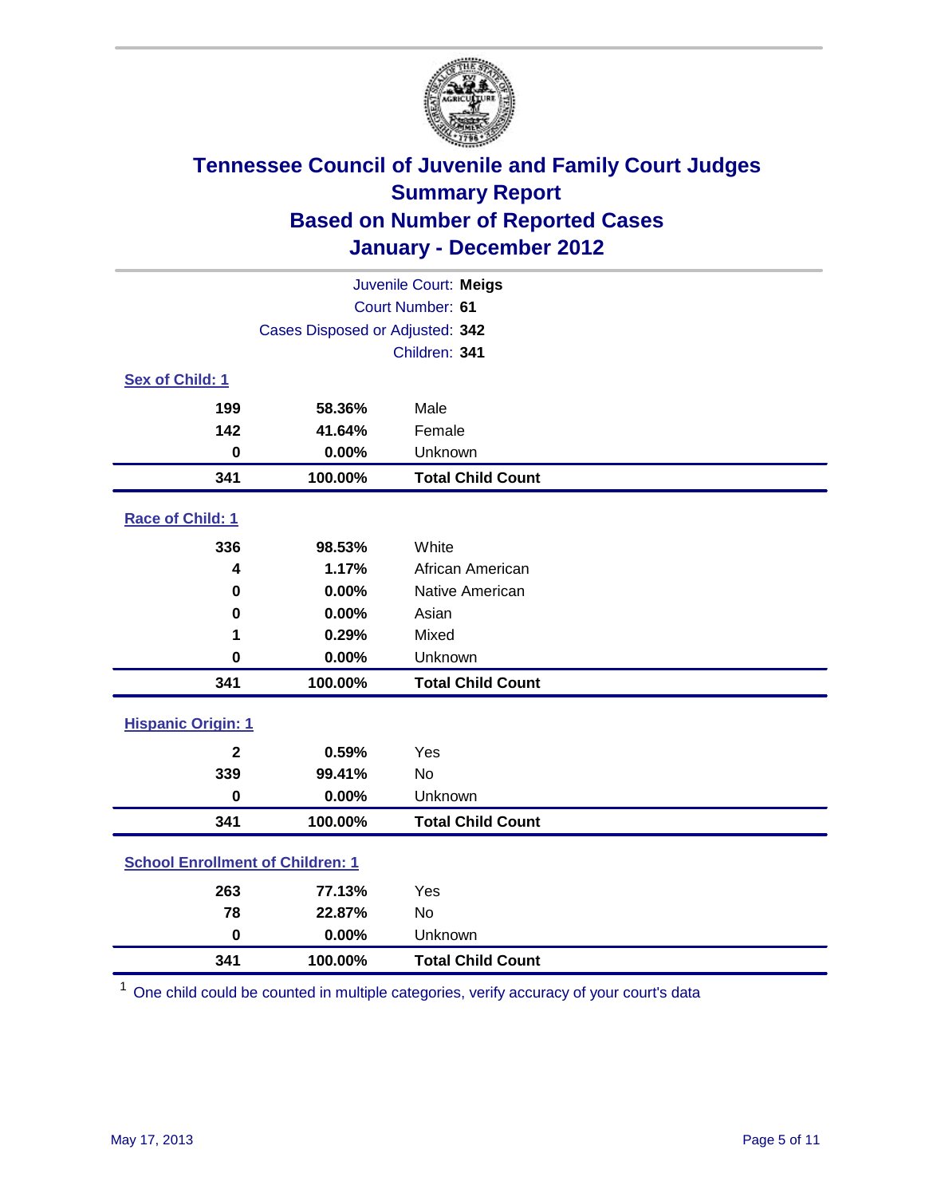# Tennessee Council of Juvenile and Family Court Judges
## Summary Report
## Based on Number of Reported Cases
## January - December 2012

Juvenile Court: **Meigs**
Court Number: **61**
Cases Disposed or Adjusted: **342**
Children: **341**

### Sex of Child: 1

| | | |
|---|---|---|
| **199** | **58.36%** | Male |
| **142** | **41.64%** | Female |
| **0** | **0.00%** | Unknown |
| **341** | **100.00%** | **Total Child Count** |

### Race of Child: 1

| | | |
|---|---|---|
| **336** | **98.53%** | White |
| **4** | **1.17%** | African American |
| **0** | **0.00%** | Native American |
| **0** | **0.00%** | Asian |
| **1** | **0.29%** | Mixed |
| **0** | **0.00%** | Unknown |
| **341** | **100.00%** | **Total Child Count** |

### Hispanic Origin: 1

| | | |
|---|---|---|
| **2** | **0.59%** | Yes |
| **339** | **99.41%** | No |
| **0** | **0.00%** | Unknown |
| **341** | **100.00%** | **Total Child Count** |

### School Enrollment of Children: 1

| | | |
|---|---|---|
| **263** | **77.13%** | Yes |
| **78** | **22.87%** | No |
| **0** | **0.00%** | Unknown |
| **341** | **100.00%** | **Total Child Count** |

[1] One child could be counted in multiple categories, verify accuracy of your court's data

May 17, 2013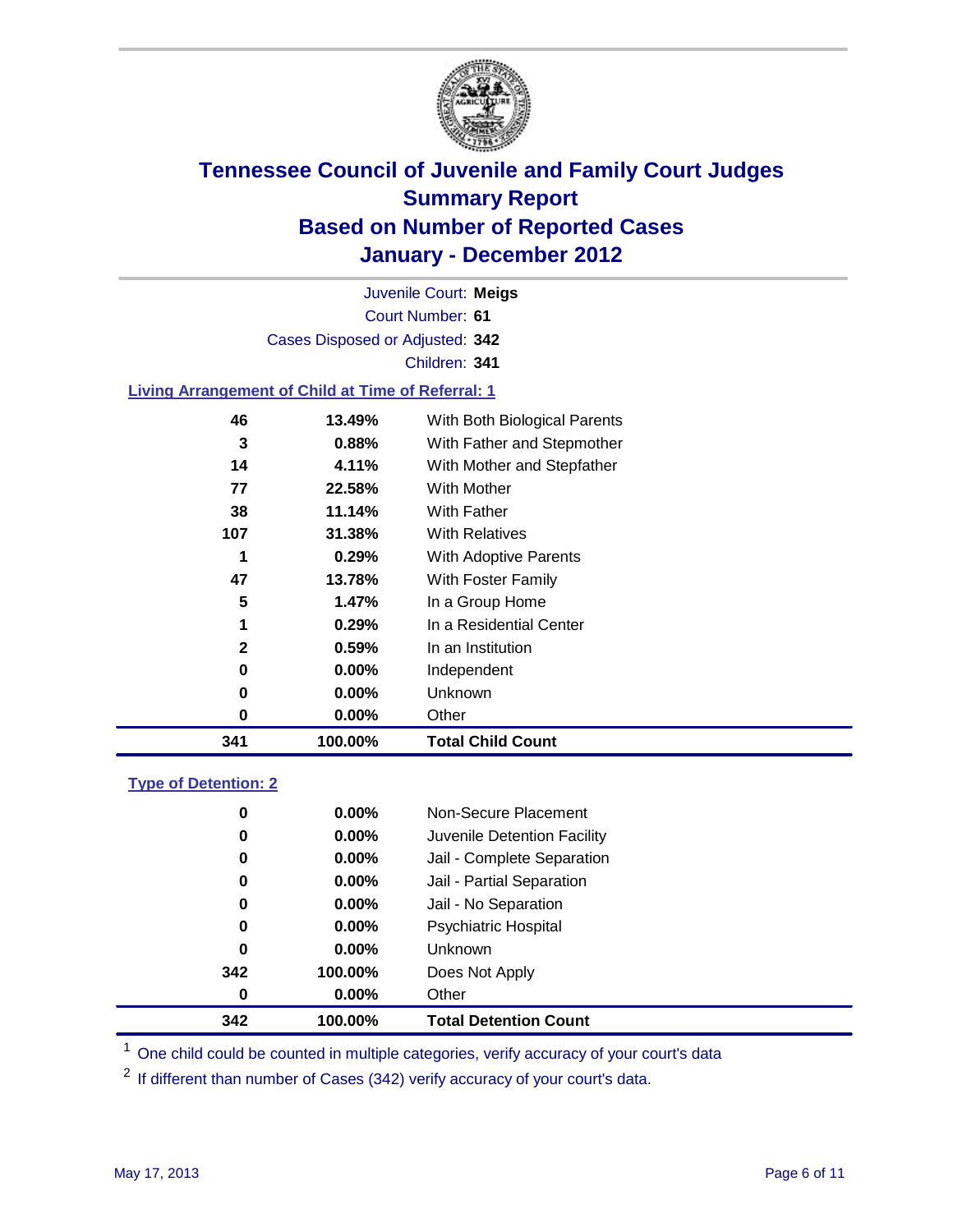# Tennessee Council of Juvenile and Family Court Judges
# Summary Report
# Based on Number of Reported Cases
# January - December 2012

Juvenile Court: **Meigs**

Court Number: **61**

Cases Disposed or Adjusted: **342**

Children: **341**

### Living Arrangement of Child at Time of Referral: 1

| Count | Percent | Category |
|---|---|---|
| 46 | 13.49% | With Both Biological Parents |
| 3 | 0.88% | With Father and Stepmother |
| 14 | 4.11% | With Mother and Stepfather |
| 77 | 22.58% | With Mother |
| 38 | 11.14% | With Father |
| 107 | 31.38% | With Relatives |
| 1 | 0.29% | With Adoptive Parents |
| 47 | 13.78% | With Foster Family |
| 5 | 1.47% | In a Group Home |
| 1 | 0.29% | In a Residential Center |
| 2 | 0.59% | In an Institution |
| 0 | 0.00% | Independent |
| 0 | 0.00% | Unknown |
| 0 | 0.00% | Other |
| **341** | **100.00%** | **Total Child Count** |

### Type of Detention: 2

| Count | Percent | Category |
|---|---|---|
| 0 | 0.00% | Non-Secure Placement |
| 0 | 0.00% | Juvenile Detention Facility |
| 0 | 0.00% | Jail - Complete Separation |
| 0 | 0.00% | Jail - Partial Separation |
| 0 | 0.00% | Jail - No Separation |
| 0 | 0.00% | Psychiatric Hospital |
| 0 | 0.00% | Unknown |
| 342 | 100.00% | Does Not Apply |
| 0 | 0.00% | Other |
| **342** | **100.00%** | **Total Detention Count** |

[1] One child could be counted in multiple categories, verify accuracy of your court's data

[2] If different than number of Cases (342) verify accuracy of your court's data.

May 17, 2013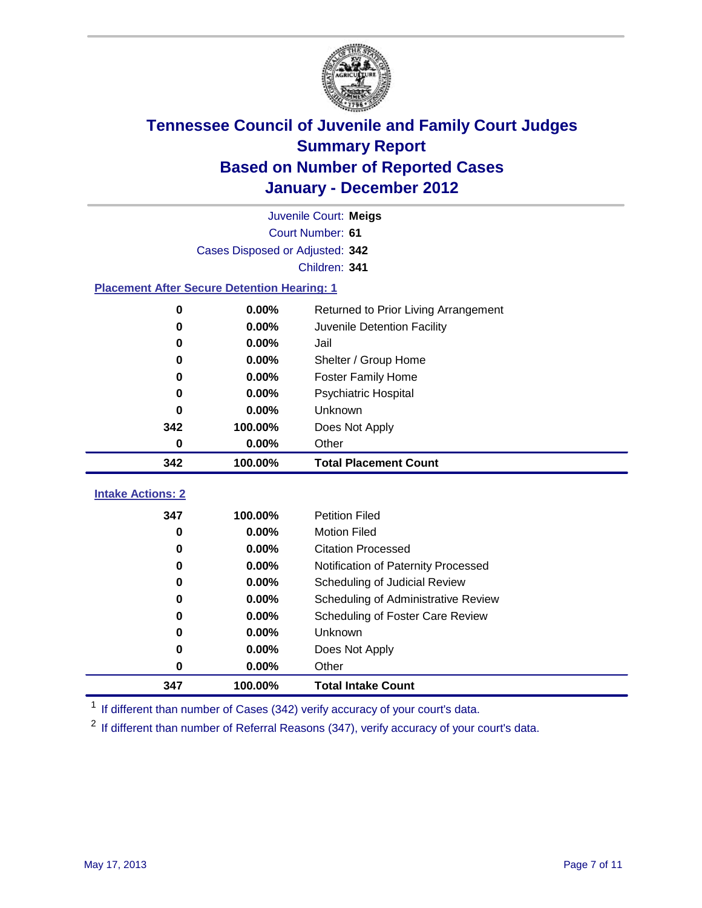# Tennessee Council of Juvenile and Family Court Judges
## Summary Report
## Based on Number of Reported Cases
## January - December 2012

Juvenile Court: **Meigs**
Court Number: **61**
Cases Disposed or Adjusted: **342**
Children: **341**

### Placement After Secure Detention Hearing: 1

| Count | Percent | Placement |
|---|---|---|
| 0 | 0.00% | Returned to Prior Living Arrangement |
| 0 | 0.00% | Juvenile Detention Facility |
| 0 | 0.00% | Jail |
| 0 | 0.00% | Shelter / Group Home |
| 0 | 0.00% | Foster Family Home |
| 0 | 0.00% | Psychiatric Hospital |
| 0 | 0.00% | Unknown |
| 342 | 100.00% | Does Not Apply |
| 0 | 0.00% | Other |
| **342** | **100.00%** | **Total Placement Count** |

### Intake Actions: 2

| Count | Percent | Intake Action |
|---|---|---|
| 347 | 100.00% | Petition Filed |
| 0 | 0.00% | Motion Filed |
| 0 | 0.00% | Citation Processed |
| 0 | 0.00% | Notification of Paternity Processed |
| 0 | 0.00% | Scheduling of Judicial Review |
| 0 | 0.00% | Scheduling of Administrative Review |
| 0 | 0.00% | Scheduling of Foster Care Review |
| 0 | 0.00% | Unknown |
| 0 | 0.00% | Does Not Apply |
| 0 | 0.00% | Other |
| **347** | **100.00%** | **Total Intake Count** |

[1] If different than number of Cases (342) verify accuracy of your court's data.

[2] If different than number of Referral Reasons (347), verify accuracy of your court's data.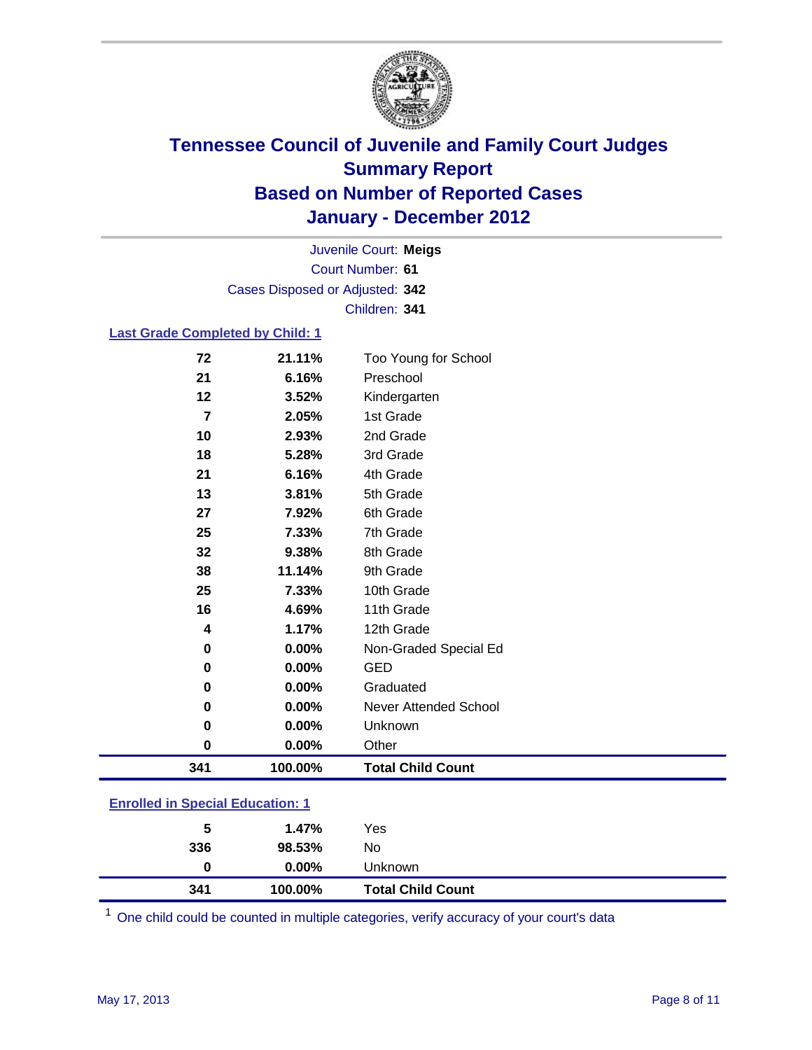# Tennessee Council of Juvenile and Family Court Judges
## Summary Report
## Based on Number of Reported Cases
## January - December 2012

Juvenile Court: **Meigs**
Court Number: **61**
Cases Disposed or Adjusted: **342**
Children: **341**

### Last Grade Completed by Child: 1

| Count | Percent | Category |
|---|---|---|
| 72 | 21.11% | Too Young for School |
| 21 | 6.16% | Preschool |
| 12 | 3.52% | Kindergarten |
| 7 | 2.05% | 1st Grade |
| 10 | 2.93% | 2nd Grade |
| 18 | 5.28% | 3rd Grade |
| 21 | 6.16% | 4th Grade |
| 13 | 3.81% | 5th Grade |
| 27 | 7.92% | 6th Grade |
| 25 | 7.33% | 7th Grade |
| 32 | 9.38% | 8th Grade |
| 38 | 11.14% | 9th Grade |
| 25 | 7.33% | 10th Grade |
| 16 | 4.69% | 11th Grade |
| 4 | 1.17% | 12th Grade |
| 0 | 0.00% | Non-Graded Special Ed |
| 0 | 0.00% | GED |
| 0 | 0.00% | Graduated |
| 0 | 0.00% | Never Attended School |
| 0 | 0.00% | Unknown |
| 0 | 0.00% | Other |
| **341** | **100.00%** | **Total Child Count** |

### Enrolled in Special Education: 1

| Count | Percent | Category |
|---|---|---|
| 5 | 1.47% | Yes |
| 336 | 98.53% | No |
| 0 | 0.00% | Unknown |
| **341** | **100.00%** | **Total Child Count** |

[1] One child could be counted in multiple categories, verify accuracy of your court's data

May 17, 2013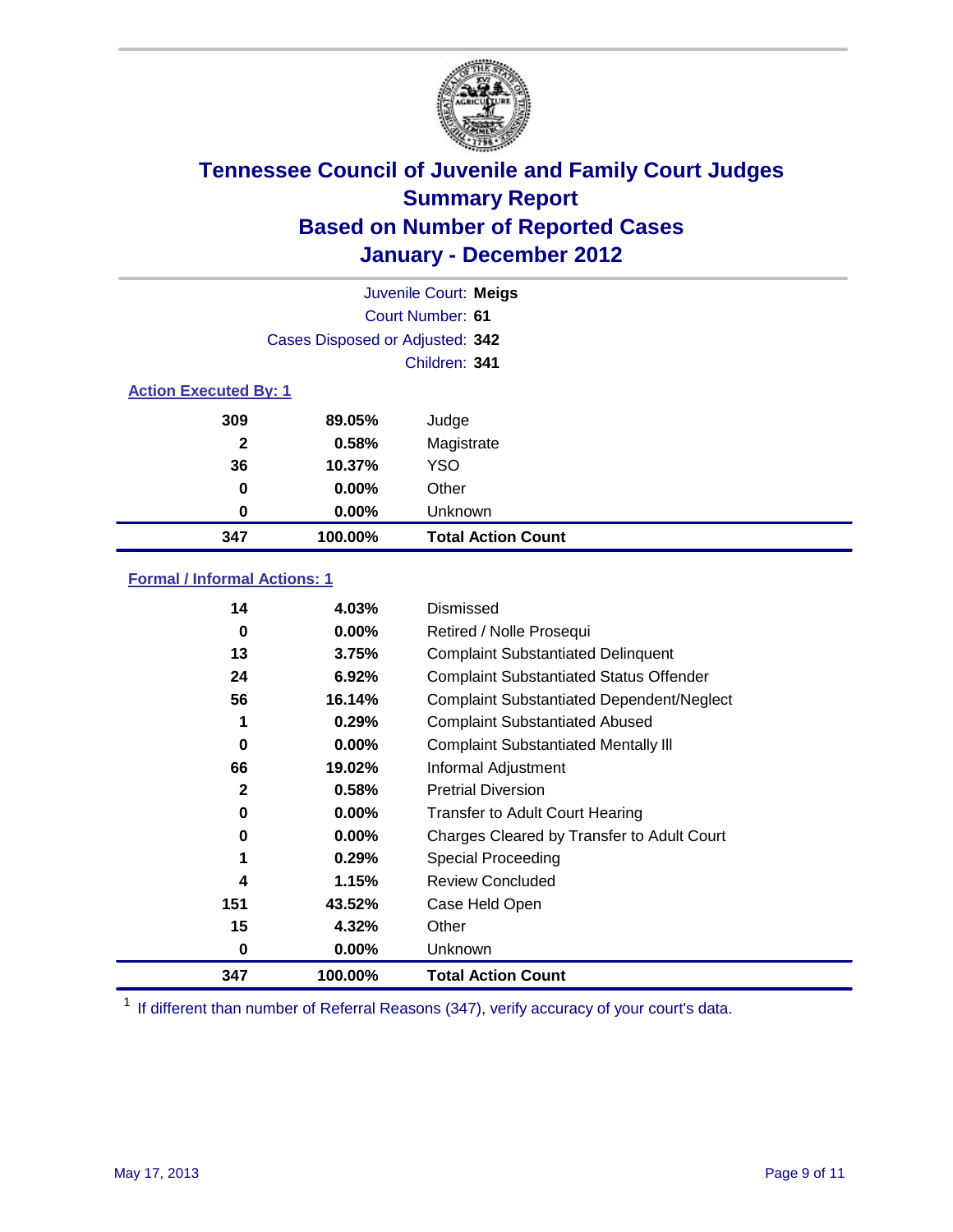# Tennessee Council of Juvenile and Family Court Judges
## Summary Report
## Based on Number of Reported Cases
## January - December 2012

Juvenile Court: **Meigs**
Court Number: **61**
Cases Disposed or Adjusted: **342**
Children: **341**

### Action Executed By: 1

| | | |
|---|---|---|
| 309 | 89.05% | Judge |
| 2 | 0.58% | Magistrate |
| 36 | 10.37% | YSO |
| 0 | 0.00% | Other |
| 0 | 0.00% | Unknown |
| **347** | **100.00%** | **Total Action Count** |

### Formal / Informal Actions: 1

| | | |
|---|---|---|
| 14 | 4.03% | Dismissed |
| 0 | 0.00% | Retired / Nolle Prosequi |
| 13 | 3.75% | Complaint Substantiated Delinquent |
| 24 | 6.92% | Complaint Substantiated Status Offender |
| 56 | 16.14% | Complaint Substantiated Dependent/Neglect |
| 1 | 0.29% | Complaint Substantiated Abused |
| 0 | 0.00% | Complaint Substantiated Mentally Ill |
| 66 | 19.02% | Informal Adjustment |
| 2 | 0.58% | Pretrial Diversion |
| 0 | 0.00% | Transfer to Adult Court Hearing |
| 0 | 0.00% | Charges Cleared by Transfer to Adult Court |
| 1 | 0.29% | Special Proceeding |
| 4 | 1.15% | Review Concluded |
| 151 | 43.52% | Case Held Open |
| 15 | 4.32% | Other |
| 0 | 0.00% | Unknown |
| **347** | **100.00%** | **Total Action Count** |

[1] If different than number of Referral Reasons (347), verify accuracy of your court's data.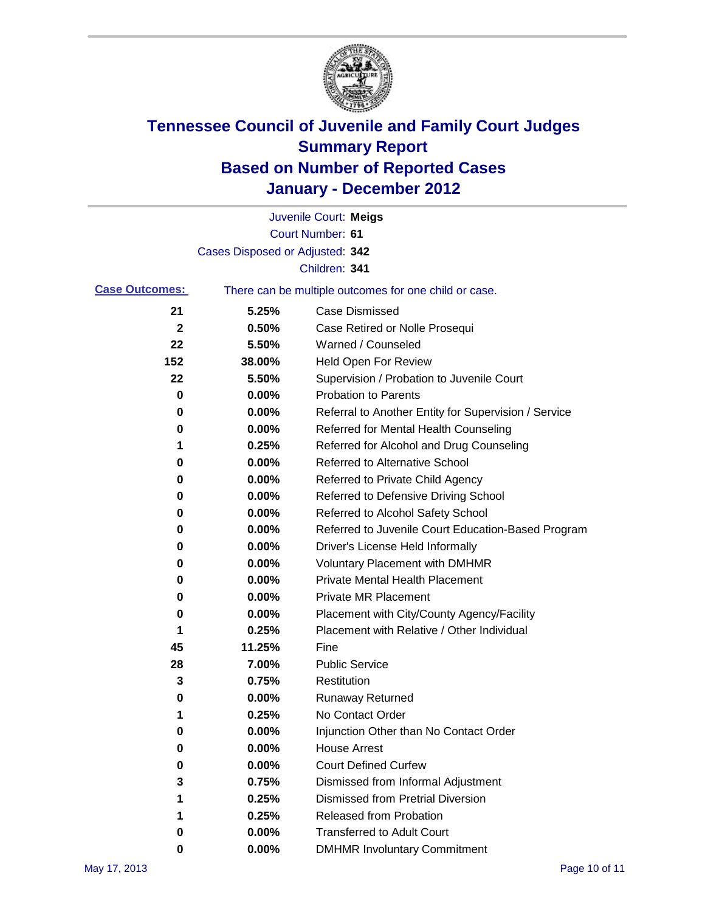# Tennessee Council of Juvenile and Family Court Judges
## Summary Report
## Based on Number of Reported Cases
## January - December 2012

Juvenile Court: **Meigs**
Court Number: **61**
Cases Disposed or Adjusted: **342**
Children: **341**

**Case Outcomes:** There can be multiple outcomes for one child or case.

| Count | Percent | Outcome |
|---|---|---|
| 21 | 5.25% | Case Dismissed |
| 2 | 0.50% | Case Retired or Nolle Prosequi |
| 22 | 5.50% | Warned / Counseled |
| 152 | 38.00% | Held Open For Review |
| 22 | 5.50% | Supervision / Probation to Juvenile Court |
| 0 | 0.00% | Probation to Parents |
| 0 | 0.00% | Referral to Another Entity for Supervision / Service |
| 0 | 0.00% | Referred for Mental Health Counseling |
| 1 | 0.25% | Referred for Alcohol and Drug Counseling |
| 0 | 0.00% | Referred to Alternative School |
| 0 | 0.00% | Referred to Private Child Agency |
| 0 | 0.00% | Referred to Defensive Driving School |
| 0 | 0.00% | Referred to Alcohol Safety School |
| 0 | 0.00% | Referred to Juvenile Court Education-Based Program |
| 0 | 0.00% | Driver's License Held Informally |
| 0 | 0.00% | Voluntary Placement with DMHMR |
| 0 | 0.00% | Private Mental Health Placement |
| 0 | 0.00% | Private MR Placement |
| 0 | 0.00% | Placement with City/County Agency/Facility |
| 1 | 0.25% | Placement with Relative / Other Individual |
| 45 | 11.25% | Fine |
| 28 | 7.00% | Public Service |
| 3 | 0.75% | Restitution |
| 0 | 0.00% | Runaway Returned |
| 1 | 0.25% | No Contact Order |
| 0 | 0.00% | Injunction Other than No Contact Order |
| 0 | 0.00% | House Arrest |
| 0 | 0.00% | Court Defined Curfew |
| 3 | 0.75% | Dismissed from Informal Adjustment |
| 1 | 0.25% | Dismissed from Pretrial Diversion |
| 1 | 0.25% | Released from Probation |
| 0 | 0.00% | Transferred to Adult Court |
| 0 | 0.00% | DMHMR Involuntary Commitment |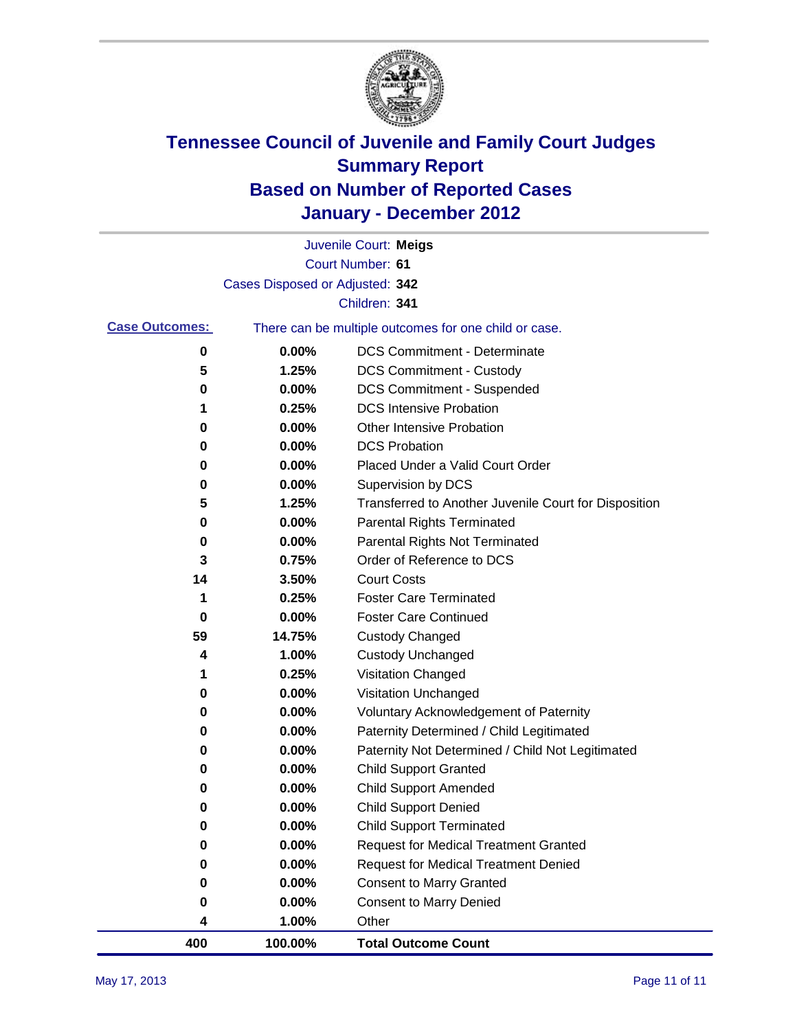# Tennessee Council of Juvenile and Family Court Judges
# Summary Report
# Based on Number of Reported Cases
# January - December 2012

Juvenile Court: **Meigs**

Court Number: **61**

Cases Disposed or Adjusted: **342**

Children: **341**

**Case Outcomes:** There can be multiple outcomes for one child or case.

| | | |
|---|---|---|
| 0 | 0.00% | DCS Commitment - Determinate |
| 5 | 1.25% | DCS Commitment - Custody |
| 0 | 0.00% | DCS Commitment - Suspended |
| 1 | 0.25% | DCS Intensive Probation |
| 0 | 0.00% | Other Intensive Probation |
| 0 | 0.00% | DCS Probation |
| 0 | 0.00% | Placed Under a Valid Court Order |
| 0 | 0.00% | Supervision by DCS |
| 5 | 1.25% | Transferred to Another Juvenile Court for Disposition |
| 0 | 0.00% | Parental Rights Terminated |
| 0 | 0.00% | Parental Rights Not Terminated |
| 3 | 0.75% | Order of Reference to DCS |
| 14 | 3.50% | Court Costs |
| 1 | 0.25% | Foster Care Terminated |
| 0 | 0.00% | Foster Care Continued |
| 59 | 14.75% | Custody Changed |
| 4 | 1.00% | Custody Unchanged |
| 1 | 0.25% | Visitation Changed |
| 0 | 0.00% | Visitation Unchanged |
| 0 | 0.00% | Voluntary Acknowledgement of Paternity |
| 0 | 0.00% | Paternity Determined / Child Legitimated |
| 0 | 0.00% | Paternity Not Determined / Child Not Legitimated |
| 0 | 0.00% | Child Support Granted |
| 0 | 0.00% | Child Support Amended |
| 0 | 0.00% | Child Support Denied |
| 0 | 0.00% | Child Support Terminated |
| 0 | 0.00% | Request for Medical Treatment Granted |
| 0 | 0.00% | Request for Medical Treatment Denied |
| 0 | 0.00% | Consent to Marry Granted |
| 0 | 0.00% | Consent to Marry Denied |
| 4 | 1.00% | Other |
| **400** | **100.00%** | **Total Outcome Count** |